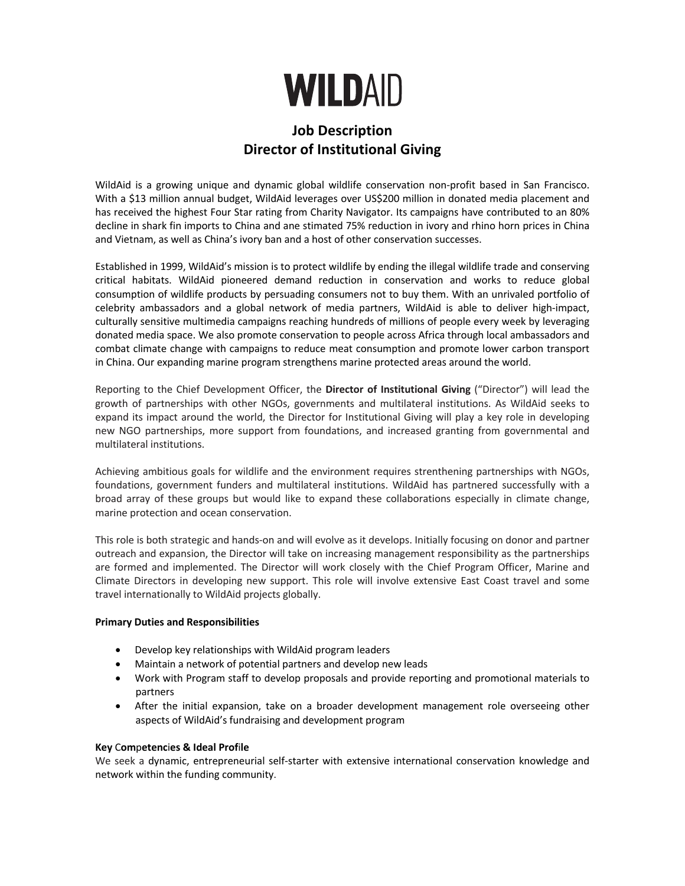# WILDAID

## Job Description
## Director of Institutional Giving

WildAid is a growing unique and dynamic global wildlife conservation non-profit based in San Francisco. With a $13 million annual budget, WildAid leverages over US$200 million in donated media placement and has received the highest Four Star rating from Charity Navigator. Its campaigns have contributed to an 80% decline in shark fin imports to China and ane stimated 75% reduction in ivory and rhino horn prices in China and Vietnam, as well as China's ivory ban and a host of other conservation successes.

Established in 1999, WildAid's mission is to protect wildlife by ending the illegal wildlife trade and conserving critical habitats. WildAid pioneered demand reduction in conservation and works to reduce global consumption of wildlife products by persuading consumers not to buy them. With an unrivaled portfolio of celebrity ambassadors and a global network of media partners, WildAid is able to deliver high-impact, culturally sensitive multimedia campaigns reaching hundreds of millions of people every week by leveraging donated media space. We also promote conservation to people across Africa through local ambassadors and combat climate change with campaigns to reduce meat consumption and promote lower carbon transport in China. Our expanding marine program strengthens marine protected areas around the world.

Reporting to the Chief Development Officer, the **Director of Institutional Giving** ("Director") will lead the growth of partnerships with other NGOs, governments and multilateral institutions. As WildAid seeks to expand its impact around the world, the Director for Institutional Giving will play a key role in developing new NGO partnerships, more support from foundations, and increased granting from governmental and multilateral institutions.

Achieving ambitious goals for wildlife and the environment requires strenthening partnerships with NGOs, foundations, government funders and multilateral institutions. WildAid has partnered successfully with a broad array of these groups but would like to expand these collaborations especially in climate change, marine protection and ocean conservation.

This role is both strategic and hands-on and will evolve as it develops. Initially focusing on donor and partner outreach and expansion, the Director will take on increasing management responsibility as the partnerships are formed and implemented. The Director will work closely with the Chief Program Officer, Marine and Climate Directors in developing new support. This role will involve extensive East Coast travel and some travel internationally to WildAid projects globally.

**Primary Duties and Responsibilities**

- Develop key relationships with WildAid program leaders
- Maintain a network of potential partners and develop new leads
- Work with Program staff to develop proposals and provide reporting and promotional materials to partners
- After the initial expansion, take on a broader development management role overseeing other aspects of WildAid's fundraising and development program

**Key Competencies & Ideal Profile**

We seek a dynamic, entrepreneurial self-starter with extensive international conservation knowledge and network within the funding community.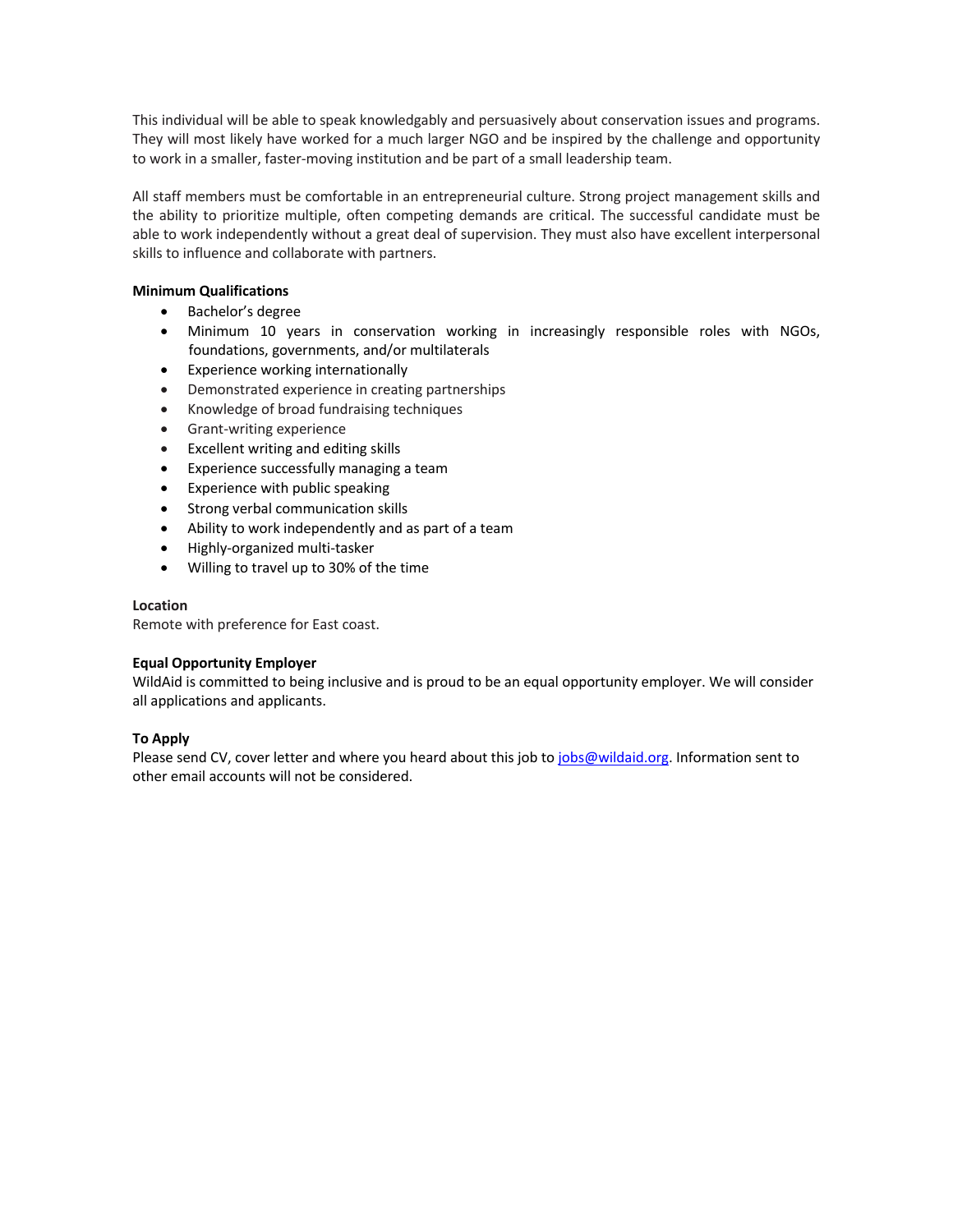This individual will be able to speak knowledgably and persuasively about conservation issues and programs. They will most likely have worked for a much larger NGO and be inspired by the challenge and opportunity to work in a smaller, faster-moving institution and be part of a small leadership team.

All staff members must be comfortable in an entrepreneurial culture. Strong project management skills and the ability to prioritize multiple, often competing demands are critical. The successful candidate must be able to work independently without a great deal of supervision. They must also have excellent interpersonal skills to influence and collaborate with partners.

**Minimum Qualifications**

- Bachelor's degree
- Minimum 10 years in conservation working in increasingly responsible roles with NGOs, foundations, governments, and/or multilaterals
- Experience working internationally
- Demonstrated experience in creating partnerships
- Knowledge of broad fundraising techniques
- Grant-writing experience
- Excellent writing and editing skills
- Experience successfully managing a team
- Experience with public speaking
- Strong verbal communication skills
- Ability to work independently and as part of a team
- Highly-organized multi-tasker
- Willing to travel up to 30% of the time

**Location**

Remote with preference for East coast.

**Equal Opportunity Employer**

WildAid is committed to being inclusive and is proud to be an equal opportunity employer. We will consider all applications and applicants.

**To Apply**

Please send CV, cover letter and where you heard about this job to jobs@wildaid.org. Information sent to other email accounts will not be considered.